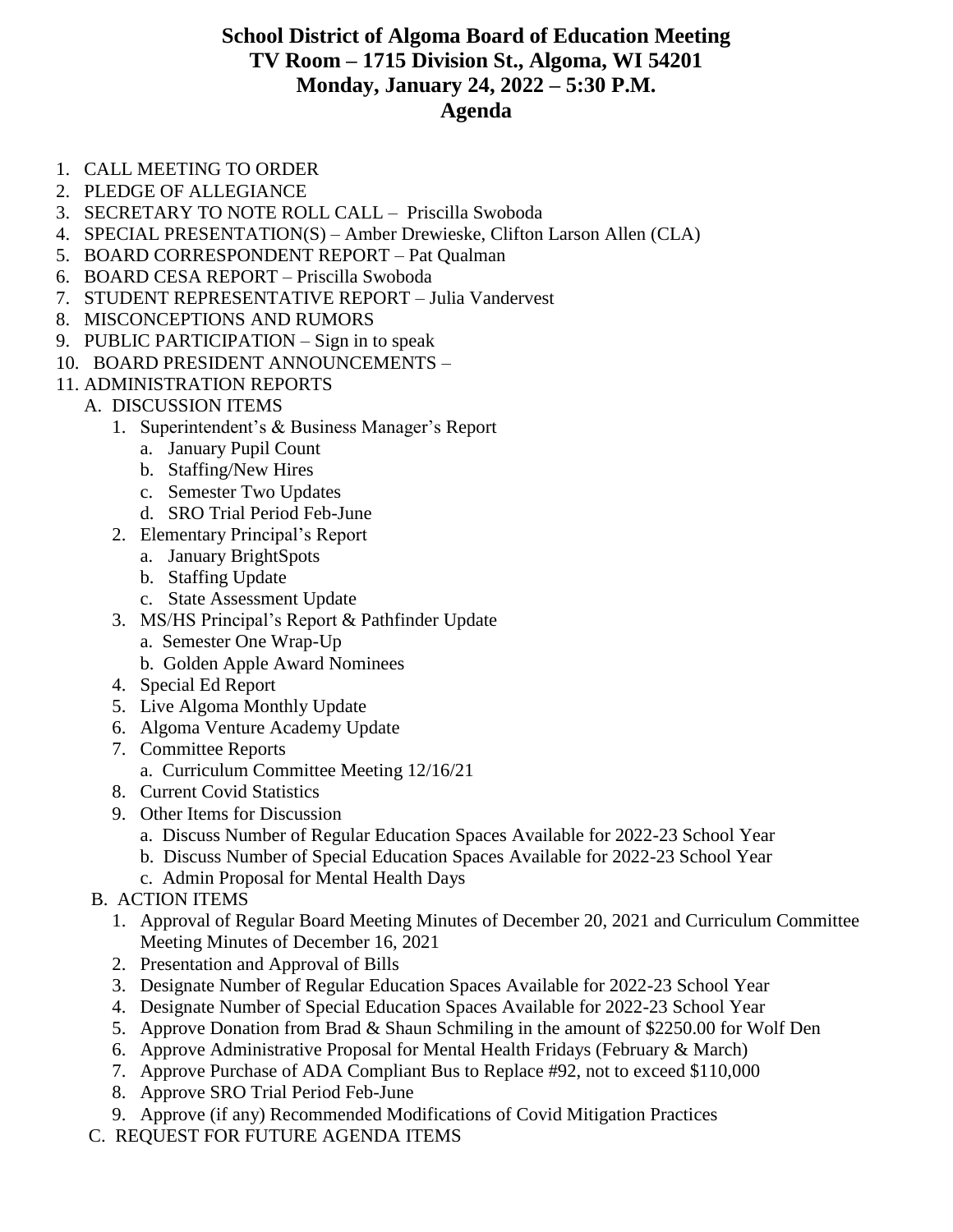# School District of Algoma Board of Education Meeting
# TV Room – 1715 Division St., Algoma, WI 54201
# Monday, January 24, 2022 – 5:30 P.M.
# Agenda

1. CALL MEETING TO ORDER
2. PLEDGE OF ALLEGIANCE
3. SECRETARY TO NOTE ROLL CALL – Priscilla Swoboda
4. SPECIAL PRESENTATION(S) – Amber Drewieske, Clifton Larson Allen (CLA)
5. BOARD CORRESPONDENT REPORT – Pat Qualman
6. BOARD CESA REPORT – Priscilla Swoboda
7. STUDENT REPRESENTATIVE REPORT – Julia Vandervest
8. MISCONCEPTIONS AND RUMORS
9. PUBLIC PARTICIPATION – Sign in to speak
10. BOARD PRESIDENT ANNOUNCEMENTS –
11. ADMINISTRATION REPORTS
    - A. DISCUSSION ITEMS
        1. Superintendent's & Business Manager's Report
            - a. January Pupil Count
            - b. Staffing/New Hires
            - c. Semester Two Updates
            - d. SRO Trial Period Feb-June
        2. Elementary Principal's Report
            - a. January BrightSpots
            - b. Staffing Update
            - c. State Assessment Update
        3. MS/HS Principal's Report & Pathfinder Update
            - a. Semester One Wrap-Up
            - b. Golden Apple Award Nominees
        4. Special Ed Report
        5. Live Algoma Monthly Update
        6. Algoma Venture Academy Update
        7. Committee Reports
            - a. Curriculum Committee Meeting 12/16/21
        8. Current Covid Statistics
        9. Other Items for Discussion
            - a. Discuss Number of Regular Education Spaces Available for 2022-23 School Year
            - b. Discuss Number of Special Education Spaces Available for 2022-23 School Year
            - c. Admin Proposal for Mental Health Days
    - B. ACTION ITEMS
        1. Approval of Regular Board Meeting Minutes of December 20, 2021 and Curriculum Committee Meeting Minutes of December 16, 2021
        2. Presentation and Approval of Bills
        3. Designate Number of Regular Education Spaces Available for 2022-23 School Year
        4. Designate Number of Special Education Spaces Available for 2022-23 School Year
        5. Approve Donation from Brad & Shaun Schmiling in the amount of $2250.00 for Wolf Den
        6. Approve Administrative Proposal for Mental Health Fridays (February & March)
        7. Approve Purchase of ADA Compliant Bus to Replace #92, not to exceed $110,000
        8. Approve SRO Trial Period Feb-June
        9. Approve (if any) Recommended Modifications of Covid Mitigation Practices
    - C. REQUEST FOR FUTURE AGENDA ITEMS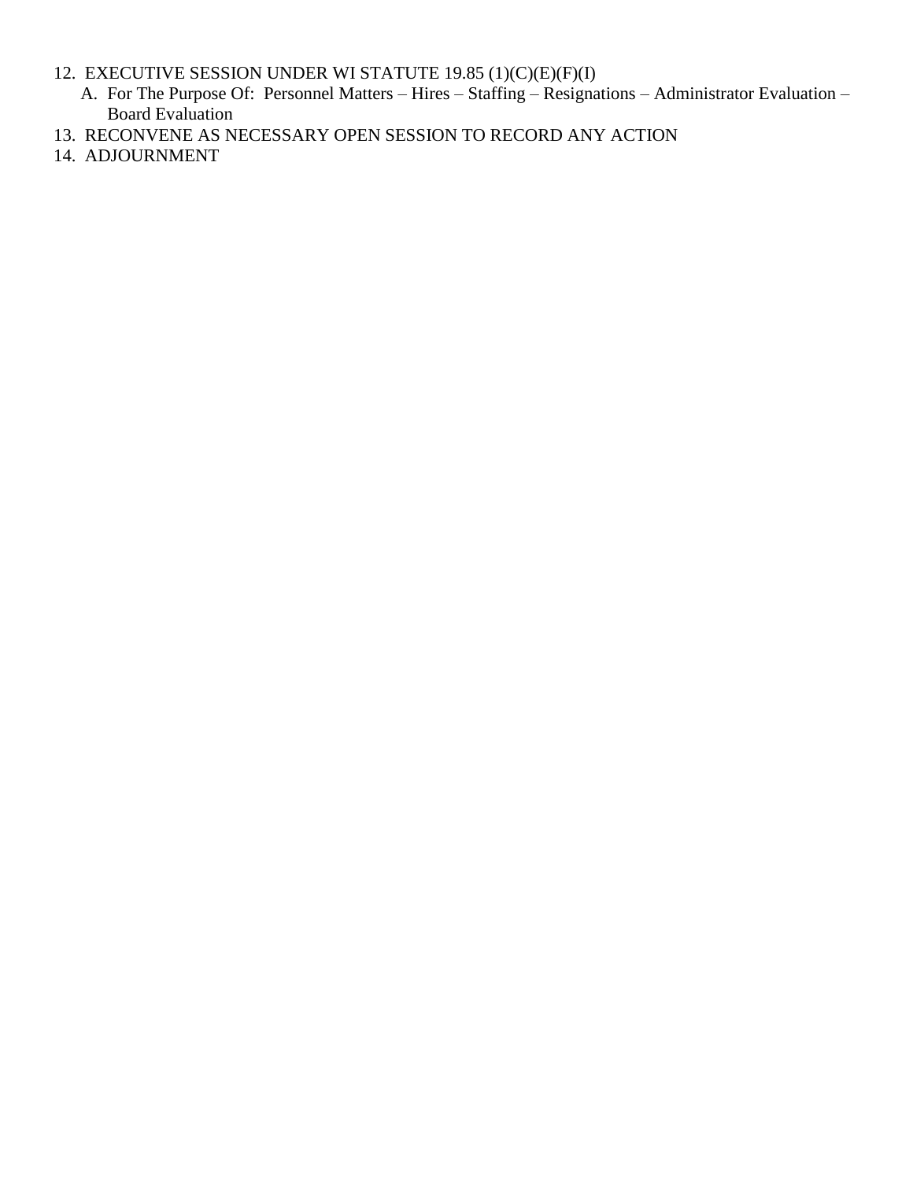12. EXECUTIVE SESSION UNDER WI STATUTE 19.85 (1)(C)(E)(F)(I)
    A. For The Purpose Of: Personnel Matters – Hires – Staffing – Resignations – Administrator Evaluation – Board Evaluation
13. RECONVENE AS NECESSARY OPEN SESSION TO RECORD ANY ACTION
14. ADJOURNMENT